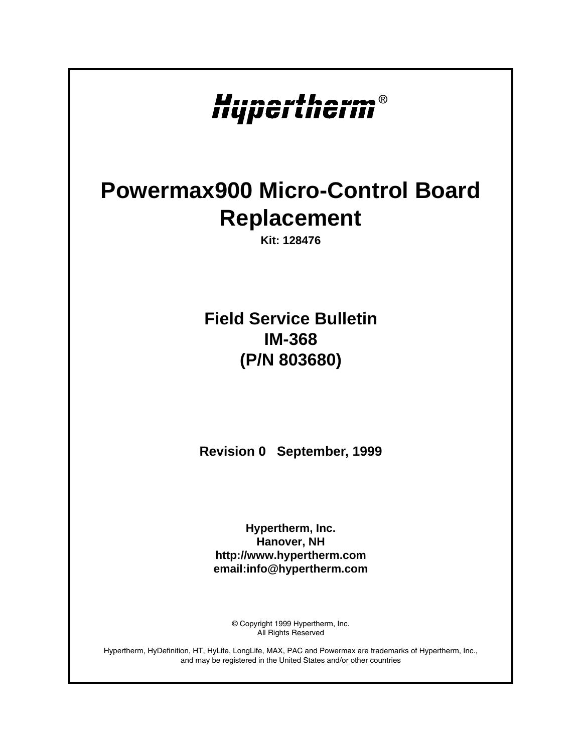Hypertherm®

# Powermax900 Micro-Control Board Replacement

**Kit: 128476**

## Field Service Bulletin
## IM-368
## (P/N 803680)

**Revision 0   September, 1999**

**Hypertherm, Inc.**
**Hanover, NH**
**http://www.hypertherm.com**
**email:info@hypertherm.com**

© Copyright 1999 Hypertherm, Inc.
All Rights Reserved

Hypertherm, HyDefinition, HT, HyLife, LongLife, MAX, PAC and Powermax are trademarks of Hypertherm, Inc., and may be registered in the United States and/or other countries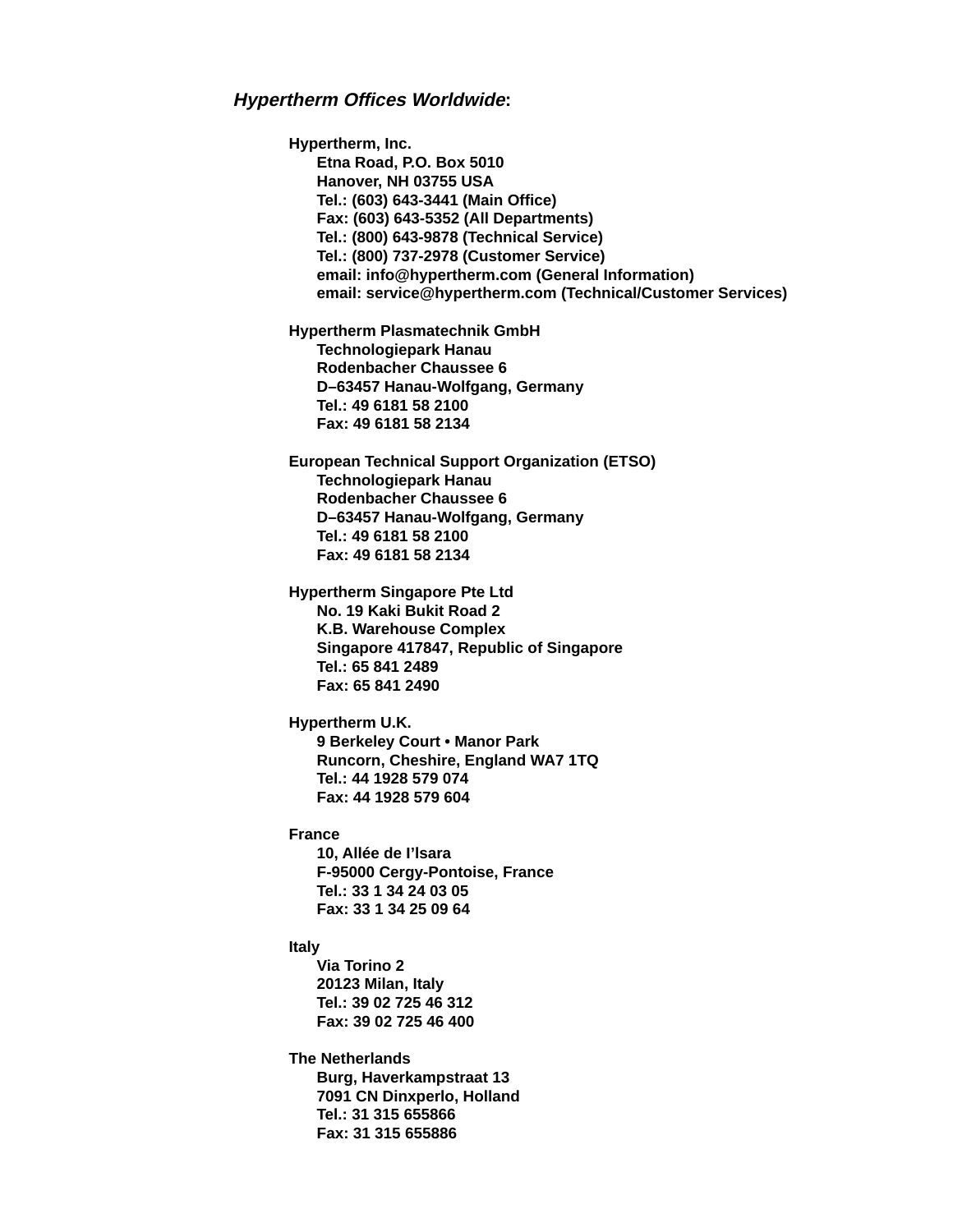***Hypertherm Offices Worldwide*:**

**Hypertherm, Inc.**
**Etna Road, P.O. Box 5010**
**Hanover, NH 03755 USA**
**Tel.: (603) 643-3441 (Main Office)**
**Fax: (603) 643-5352 (All Departments)**
**Tel.: (800) 643-9878 (Technical Service)**
**Tel.: (800) 737-2978 (Customer Service)**
**email: info@hypertherm.com (General Information)**
**email: service@hypertherm.com (Technical/Customer Services)**

**Hypertherm Plasmatechnik GmbH**
**Technologiepark Hanau**
**Rodenbacher Chaussee 6**
**D–63457 Hanau-Wolfgang, Germany**
**Tel.: 49 6181 58 2100**
**Fax: 49 6181 58 2134**

**European Technical Support Organization (ETSO)**
**Technologiepark Hanau**
**Rodenbacher Chaussee 6**
**D–63457 Hanau-Wolfgang, Germany**
**Tel.: 49 6181 58 2100**
**Fax: 49 6181 58 2134**

**Hypertherm Singapore Pte Ltd**
**No. 19 Kaki Bukit Road 2**
**K.B. Warehouse Complex**
**Singapore 417847, Republic of Singapore**
**Tel.: 65 841 2489**
**Fax: 65 841 2490**

**Hypertherm U.K.**
**9 Berkeley Court • Manor Park**
**Runcorn, Cheshire, England WA7 1TQ**
**Tel.: 44 1928 579 074**
**Fax: 44 1928 579 604**

**France**
**10, Allée de I’lsara**
**F-95000 Cergy-Pontoise, France**
**Tel.: 33 1 34 24 03 05**
**Fax: 33 1 34 25 09 64**

**Italy**
**Via Torino 2**
**20123 Milan, Italy**
**Tel.: 39 02 725 46 312**
**Fax: 39 02 725 46 400**

**The Netherlands**
**Burg, Haverkampstraat 13**
**7091 CN Dinxperlo, Holland**
**Tel.: 31 315 655866**
**Fax: 31 315 655886**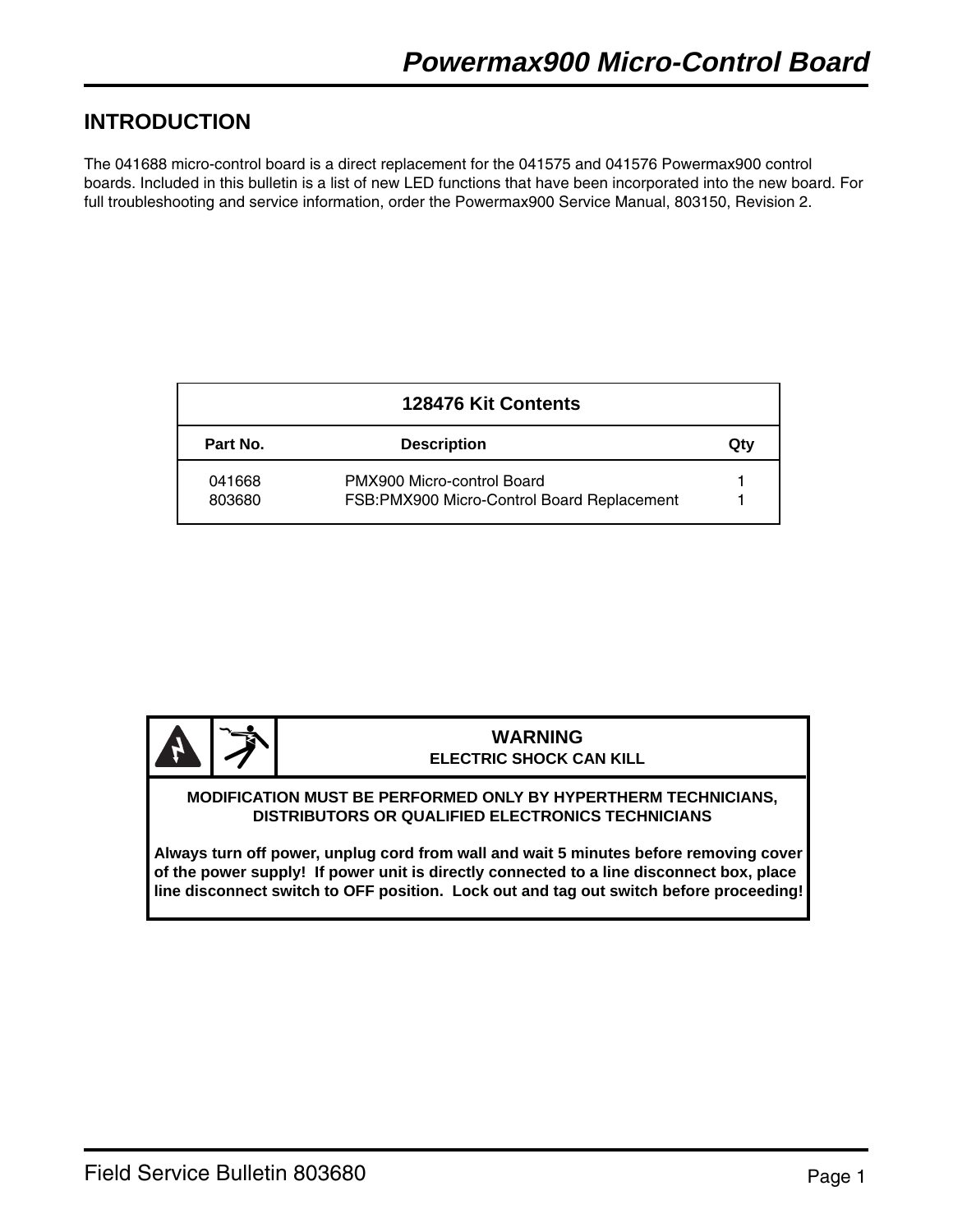# Powermax900 Micro-Control Board

## INTRODUCTION

The 041688 micro-control board is a direct replacement for the 041575 and 041576 Powermax900 control boards. Included in this bulletin is a list of new LED functions that have been incorporated into the new board. For full troubleshooting and service information, order the Powermax900 Service Manual, 803150, Revision 2.

| 128476 Kit Contents | | |
|---|---|---|
| **Part No.** | **Description** | **Qty** |
| 041668 | PMX900 Micro-control Board | 1 |
| 803680 | FSB:PMX900 Micro-Control Board Replacement | 1 |

**WARNING**
**ELECTRIC SHOCK CAN KILL**

**MODIFICATION MUST BE PERFORMED ONLY BY HYPERTHERM TECHNICIANS, DISTRIBUTORS OR QUALIFIED ELECTRONICS TECHNICIANS**

**Always turn off power, unplug cord from wall and wait 5 minutes before removing cover of the power supply! If power unit is directly connected to a line disconnect box, place line disconnect switch to OFF position. Lock out and tag out switch before proceeding!**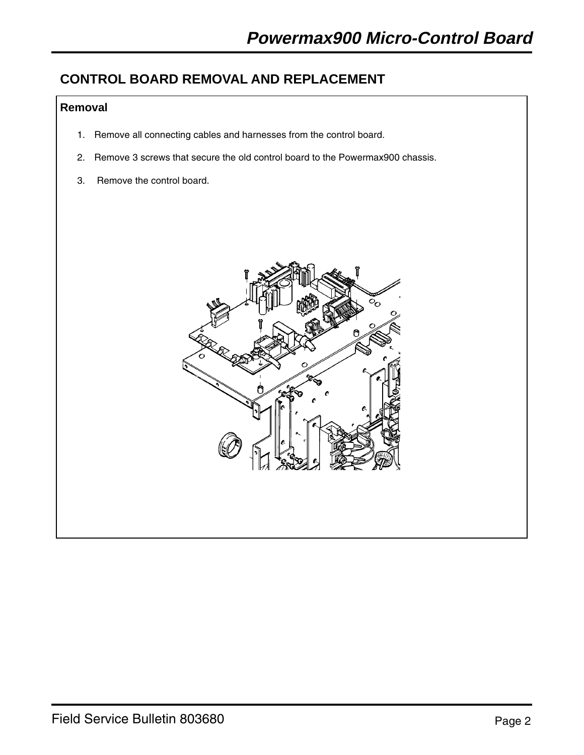## CONTROL BOARD REMOVAL AND REPLACEMENT

### Removal

1. Remove all connecting cables and harnesses from the control board.
2. Remove 3 screws that secure the old control board to the Powermax900 chassis.
3. Remove the control board.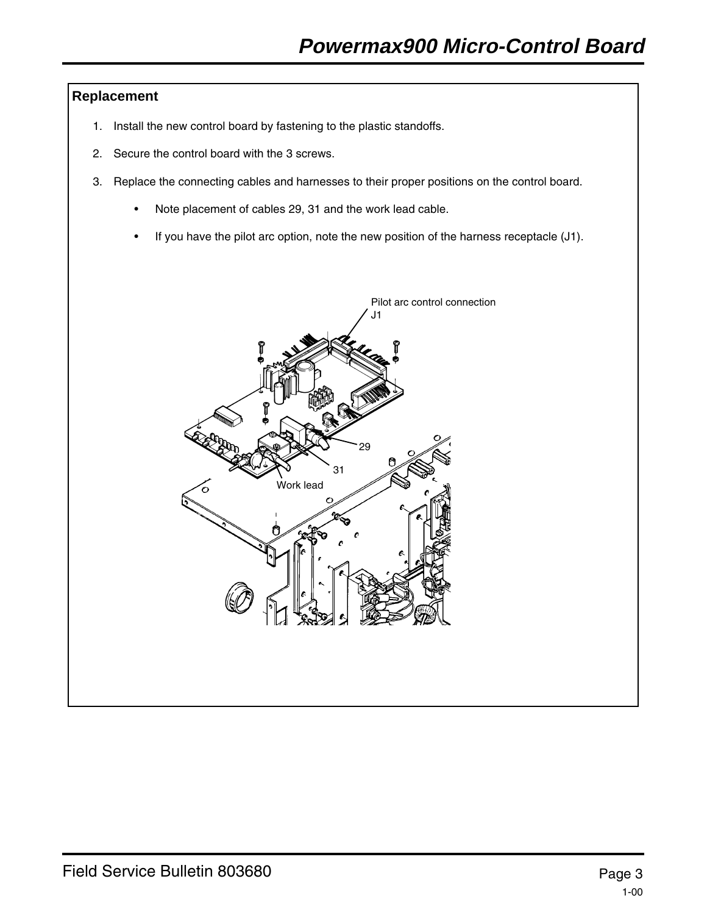## Replacement

1. Install the new control board by fastening to the plastic standoffs.
2. Secure the control board with the 3 screws.
3. Replace the connecting cables and harnesses to their proper positions on the control board.
   - Note placement of cables 29, 31 and the work lead cable.
   - If you have the pilot arc option, note the new position of the harness receptacle (J1).

Pilot arc control connection J1

29

31

Work lead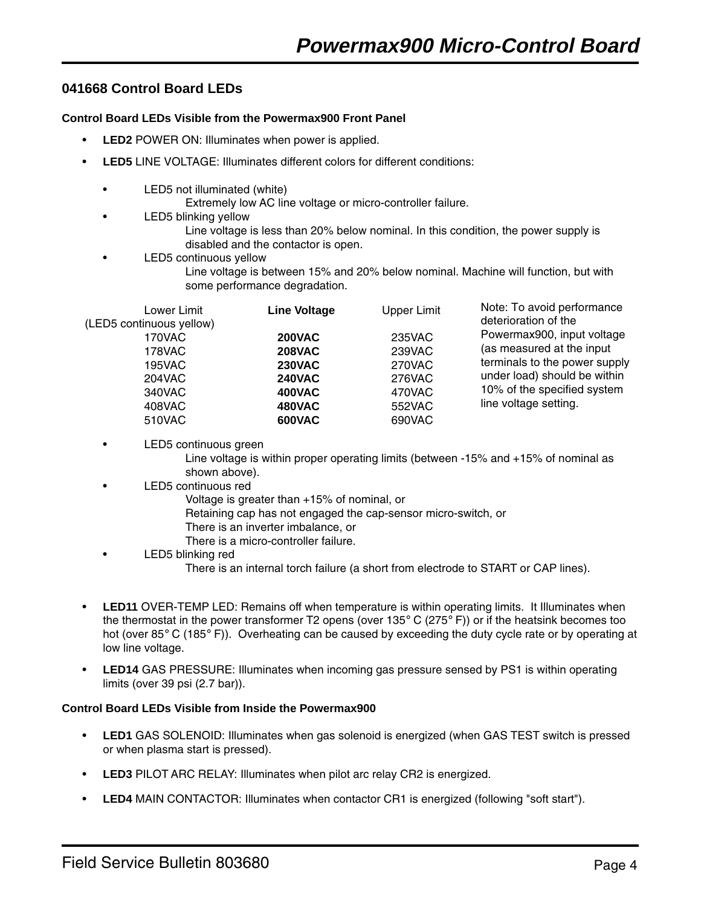## 041668 Control Board LEDs

**Control Board LEDs Visible from the Powermax900 Front Panel**

- **LED2** POWER ON: Illuminates when power is applied.
- **LED5** LINE VOLTAGE: Illuminates different colors for different conditions:
  - LED5 not illuminated (white)
    Extremely low AC line voltage or micro-controller failure.
  - LED5 blinking yellow
    Line voltage is less than 20% below nominal. In this condition, the power supply is disabled and the contactor is open.
  - LED5 continuous yellow
    Line voltage is between 15% and 20% below nominal. Machine will function, but with some performance degradation.

| Lower Limit (LED5 continuous yellow) | **Line Voltage** | Upper Limit |
|---|---|---|
| 170VAC | **200VAC** | 235VAC |
| 178VAC | **208VAC** | 239VAC |
| 195VAC | **230VAC** | 270VAC |
| 204VAC | **240VAC** | 276VAC |
| 340VAC | **400VAC** | 470VAC |
| 408VAC | **480VAC** | 552VAC |
| 510VAC | **600VAC** | 690VAC |

Note: To avoid performance deterioration of the Powermax900, input voltage (as measured at the input terminals to the power supply under load) should be within 10% of the specified system line voltage setting.

  - LED5 continuous green
    Line voltage is within proper operating limits (between -15% and +15% of nominal as shown above).
  - LED5 continuous red
    Voltage is greater than +15% of nominal, or
    Retaining cap has not engaged the cap-sensor micro-switch, or
    There is an inverter imbalance, or
    There is a micro-controller failure.
  - LED5 blinking red
    There is an internal torch failure (a short from electrode to START or CAP lines).

- **LED11** OVER-TEMP LED: Remains off when temperature is within operating limits. It Illuminates when the thermostat in the power transformer T2 opens (over 135° C (275° F)) or if the heatsink becomes too hot (over 85° C (185° F)). Overheating can be caused by exceeding the duty cycle rate or by operating at low line voltage.
- **LED14** GAS PRESSURE: Illuminates when incoming gas pressure sensed by PS1 is within operating limits (over 39 psi (2.7 bar)).

**Control Board LEDs Visible from Inside the Powermax900**

- **LED1** GAS SOLENOID: Illuminates when gas solenoid is energized (when GAS TEST switch is pressed or when plasma start is pressed).
- **LED3** PILOT ARC RELAY: Illuminates when pilot arc relay CR2 is energized.
- **LED4** MAIN CONTACTOR: Illuminates when contactor CR1 is energized (following "soft start").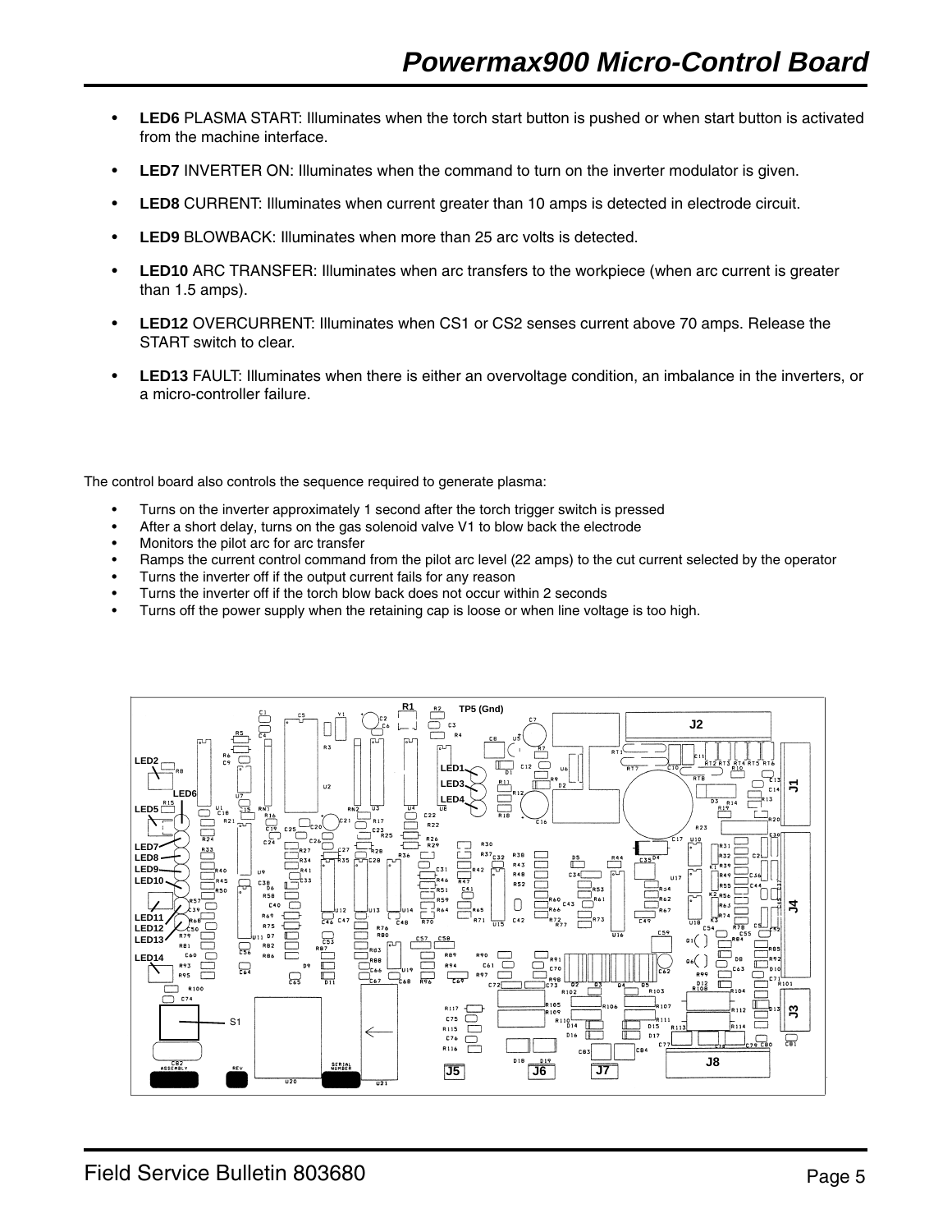- **LED6** PLASMA START: Illuminates when the torch start button is pushed or when start button is activated from the machine interface.
- **LED7** INVERTER ON: Illuminates when the command to turn on the inverter modulator is given.
- **LED8** CURRENT: Illuminates when current greater than 10 amps is detected in electrode circuit.
- **LED9** BLOWBACK: Illuminates when more than 25 arc volts is detected.
- **LED10** ARC TRANSFER: Illuminates when arc transfers to the workpiece (when arc current is greater than 1.5 amps).
- **LED12** OVERCURRENT: Illuminates when CS1 or CS2 senses current above 70 amps. Release the START switch to clear.
- **LED13** FAULT: Illuminates when there is either an overvoltage condition, an imbalance in the inverters, or a micro-controller failure.

The control board also controls the sequence required to generate plasma:

- Turns on the inverter approximately 1 second after the torch trigger switch is pressed
- After a short delay, turns on the gas solenoid valve V1 to blow back the electrode
- Monitors the pilot arc for arc transfer
- Ramps the current control command from the pilot arc level (22 amps) to the cut current selected by the operator
- Turns the inverter off if the output current fails for any reason
- Turns the inverter off if the torch blow back does not occur within 2 seconds
- Turns off the power supply when the retaining cap is loose or when line voltage is too high.

R1
TP5 (Gnd)
J2
J1
J4
J3
J8
J5
J6
J7
LED1
LED3
LED4
LED2
LED6
LED5
LED7
LED8
LED9
LED10
LED11
LED12
LED13
LED14
S1